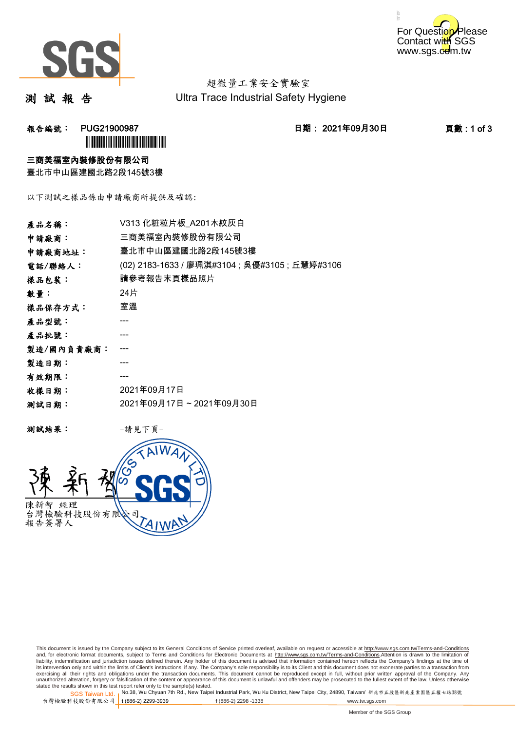# 測 試 報 告

超微量工業安全實驗室
Ultra Trace Industrial Safety Hygiene

**報告編號： PUG21900987** **日期： 2021年09月30日**

**三商美福室內裝修股份有限公司**
臺北市中山區建國北路2段145號3樓

以下測試之樣品係由申請廠商所提供及確認:

| | |
|---|---|
| **產品名稱：** | V313 化粧粒片板_A201木紋灰白 |
| **申請廠商：** | 三商美福室內裝修股份有限公司 |
| **申請廠商地址：** | 臺北市中山區建國北路2段145號3樓 |
| **電話/聯絡人：** | (02) 2183-1633 / 廖珮淇#3104 ; 吳優#3105 ; 丘慧婷#3106 |
| **樣品包裝：** | 請參考報告末頁樣品照片 |
| **數量：** | 24片 |
| **樣品保存方式：** | 室溫 |
| **產品型號：** | --- |
| **產品批號：** | --- |
| **製造/國內負責廠商：** | --- |
| **製造日期：** | --- |
| **有效期限：** | --- |
| **收樣日期：** | 2021年09月17日 |
| **測試日期：** | 2021年09月17日 ~ 2021年09月30日 |

**測試結果：** -請見下頁-

陳新智 經理
台灣檢驗科技股份有限公司
報告簽署人

This document is issued by the Company subject to its General Conditions of Service printed overleaf, available on request or accessible at http://www.sgs.com.tw/Terms-and-Conditions and, for electronic format documents, subject to Terms and Conditions for Electronic Documents at http://www.sgs.com.tw/Terms-and-Conditions.Attention is drawn to the limitation of liability, indemnification and jurisdiction issues defined therein. Any holder of this document is advised that information contained hereon reflects the Company's findings at the time of its intervention only and within the limits of Client's instructions, if any. The Company's sole responsibility is to its Client and this document does not exonerate parties to a transaction from exercising all their rights and obligations under the transaction documents. This document cannot be reproduced except in full, without prior written approval of the Company. Any unauthorized alteration, forgery or falsification of the content or appearance of this document is unlawful and offenders may be prosecuted to the fullest extent of the law. Unless otherwise stated the results shown in this test report refer only to the sample(s) tested.

SGS Taiwan Ltd. 台灣檢驗科技股份有限公司 | No.38, Wu Chyuan 7th Rd., New Taipei Industrial Park, Wu Ku District, New Taipei City, 24890, Taiwan/ 新北市五股區新北產業園區五權七路38號 | t (886-2) 2299-3939 | f (886-2) 2298 -1338 | www.tw.sgs.com

Member of the SGS Group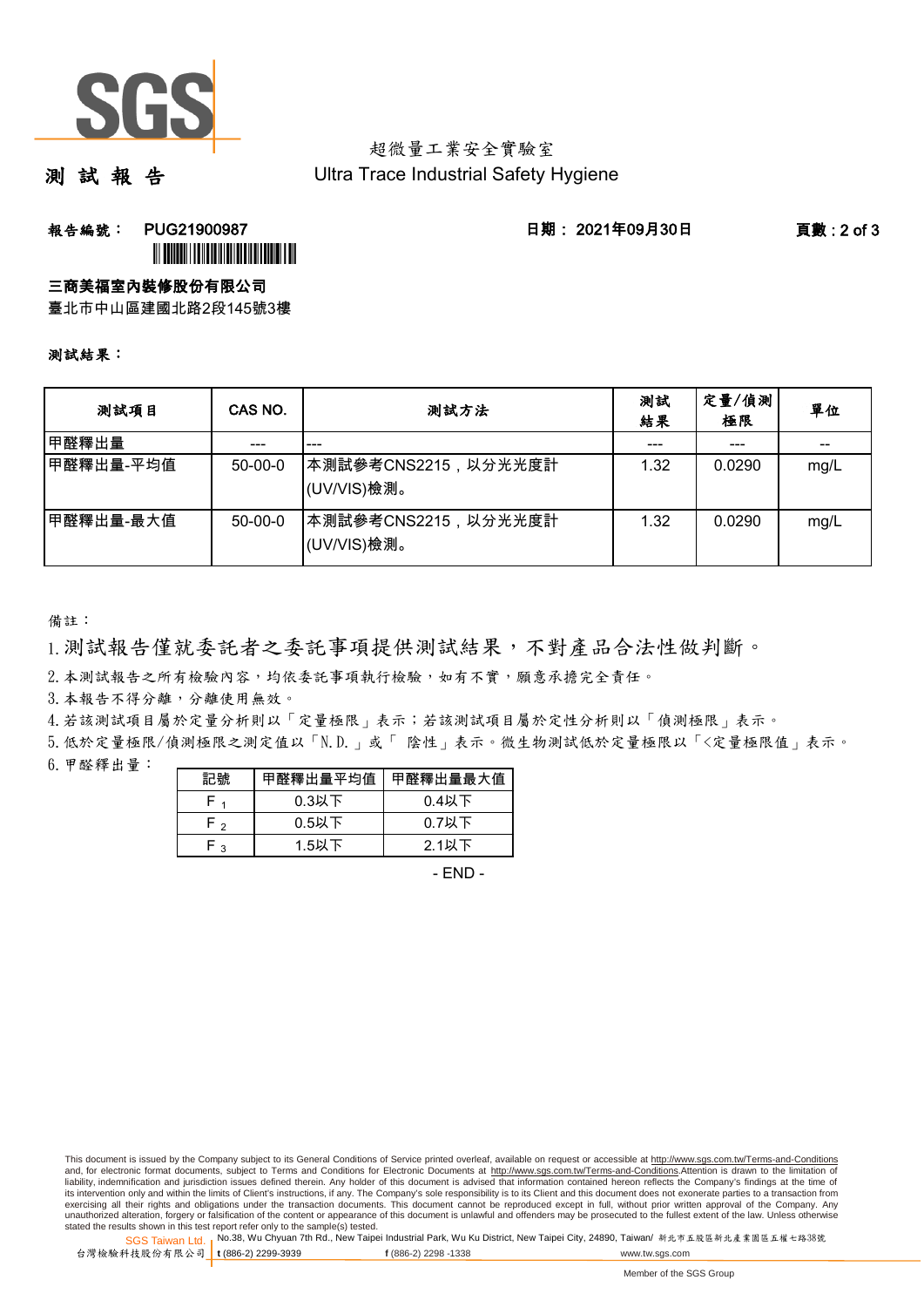超微量工業安全實驗室
Ultra Trace Industrial Safety Hygiene

# 測 試 報 告

報告編號： PUG21900987　　　日期： 2021年09月30日

**三商美福室內裝修股份有限公司**
臺北市中山區建國北路2段145號3樓

測試結果：

| 測試項目 | CAS NO. | 測試方法 | 測試結果 | 定量/偵測極限 | 單位 |
|---|---|---|---|---|---|
| 甲醛釋出量 | --- | --- | --- | --- | -- |
| 甲醛釋出量-平均值 | 50-00-0 | 本測試參考CNS2215，以分光光度計(UV/VIS)檢測。 | 1.32 | 0.0290 | mg/L |
| 甲醛釋出量-最大值 | 50-00-0 | 本測試參考CNS2215，以分光光度計(UV/VIS)檢測。 | 1.32 | 0.0290 | mg/L |

備註：

1. 測試報告僅就委託者之委託事項提供測試結果，不對產品合法性做判斷。
2. 本測試報告之所有檢驗內容，均依委託事項執行檢驗，如有不實，願意承擔完全責任。
3. 本報告不得分離，分離使用無效。
4. 若該測試項目屬於定量分析則以「定量極限」表示；若該測試項目屬於定性分析則以「偵測極限」表示。
5. 低於定量極限/偵測極限之測定值以「N.D.」或「 陰性」表示。微生物測試低於定量極限以「<定量極限值」表示。
6. 甲醛釋出量：

| 記號 | 甲醛釋出量平均值 | 甲醛釋出量最大值 |
|---|---|---|
| $F_1$ | 0.3以下 | 0.4以下 |
| $F_2$ | 0.5以下 | 0.7以下 |
| $F_3$ | 1.5以下 | 2.1以下 |

- END -

This document is issued by the Company subject to its General Conditions of Service printed overleaf, available on request or accessible at http://www.sgs.com.tw/Terms-and-Conditions and, for electronic format documents, subject to Terms and Conditions for Electronic Documents at http://www.sgs.com.tw/Terms-and-Conditions.Attention is drawn to the limitation of liability, indemnification and jurisdiction issues defined therein. Any holder of this document is advised that information contained hereon reflects the Company's findings at the time of its intervention only and within the limits of Client's instructions, if any. The Company's sole responsibility is to its Client and this document does not exonerate parties to a transaction from exercising all their rights and obligations under the transaction documents. This document cannot be reproduced except in full, without prior written approval of the Company. Any unauthorized alteration, forgery or falsification of the content or appearance of this document is unlawful and offenders may be prosecuted to the fullest extent of the law. Unless otherwise stated the results shown in this test report refer only to the sample(s) tested.

SGS Taiwan Ltd. 台灣檢驗科技股份有限公司 | No.38, Wu Chyuan 7th Rd., New Taipei Industrial Park, Wu Ku District, New Taipei City, 24890, Taiwan/ 新北市五股區新北產業園區五權七路38號 | t (886-2) 2299-3939 f (886-2) 2298 -1338 www.tw.sgs.com

Member of the SGS Group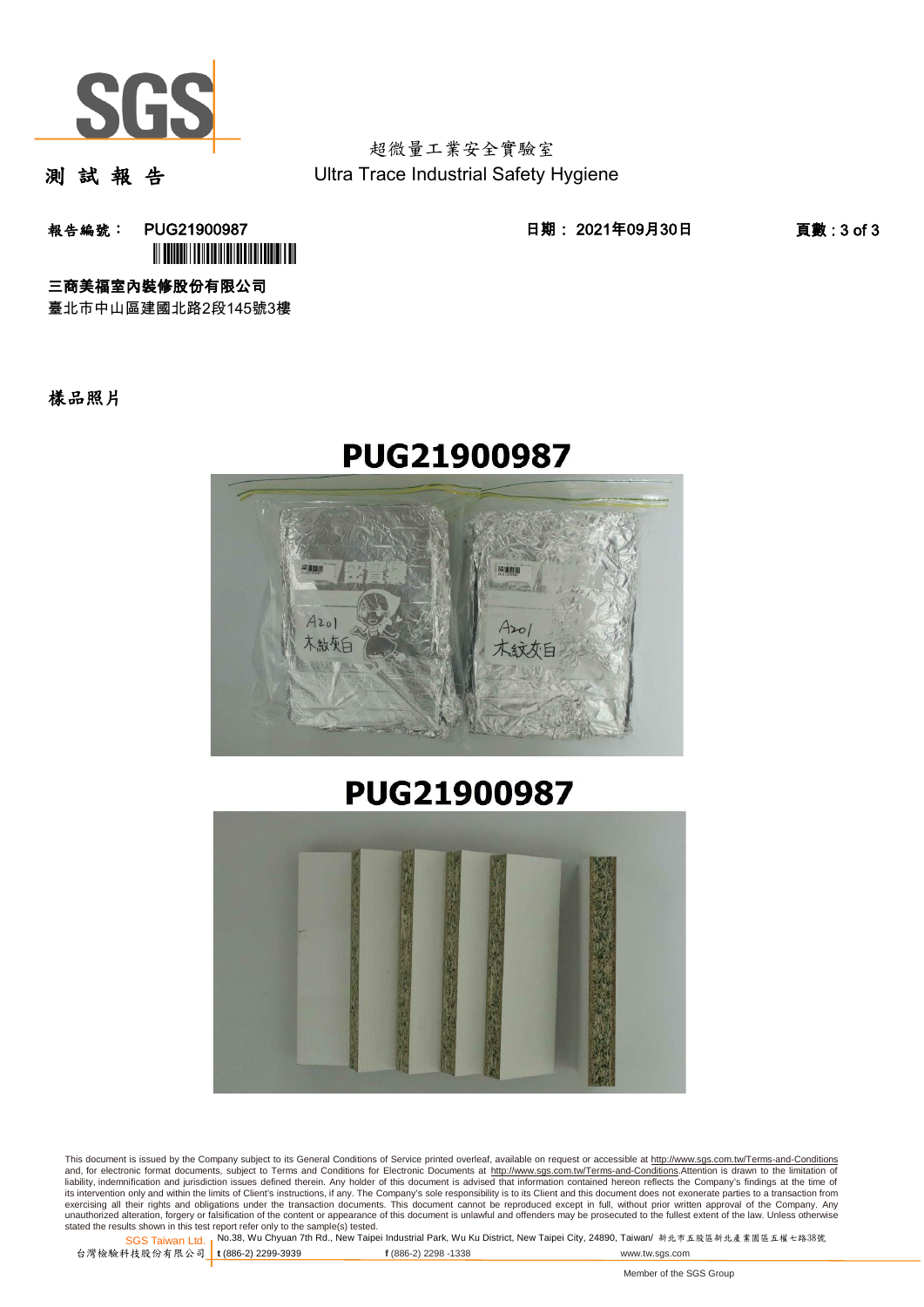超微量工業安全實驗室

# 測 試 報 告

Ultra Trace Industrial Safety Hygiene

**報告編號：** PUG21900987

**日期：** 2021年09月30日

**三商美福室內裝修股份有限公司**

臺北市中山區建國北路2段145號3樓

**樣品照片**

PUG21900987

PUG21900987

This document is issued by the Company subject to its General Conditions of Service printed overleaf, available on request or accessible at http://www.sgs.com.tw/Terms-and-Conditions and, for electronic format documents, subject to Terms and Conditions for Electronic Documents at http://www.sgs.com.tw/Terms-and-Conditions.Attention is drawn to the limitation of liability, indemnification and jurisdiction issues defined therein. Any holder of this document is advised that information contained hereon reflects the Company's findings at the time of its intervention only and within the limits of Client's instructions, if any. The Company's sole responsibility is to its Client and this document does not exonerate parties to a transaction from exercising all their rights and obligations under the transaction documents. This document cannot be reproduced except in full, without prior written approval of the Company. Any unauthorized alteration, forgery or falsification of the content or appearance of this document is unlawful and offenders may be prosecuted to the fullest extent of the law. Unless otherwise stated the results shown in this test report refer only to the sample(s) tested.

SGS Taiwan Ltd. 台灣檢驗科技股份有限公司 | No.38, Wu Chyuan 7th Rd., New Taipei Industrial Park, Wu Ku District, New Taipei City, 24890, Taiwan/ 新北市五股區新北產業園區五權七路38號 | t (886-2) 2299-3939 f (886-2) 2298 -1338 www.tw.sgs.com

Member of the SGS Group